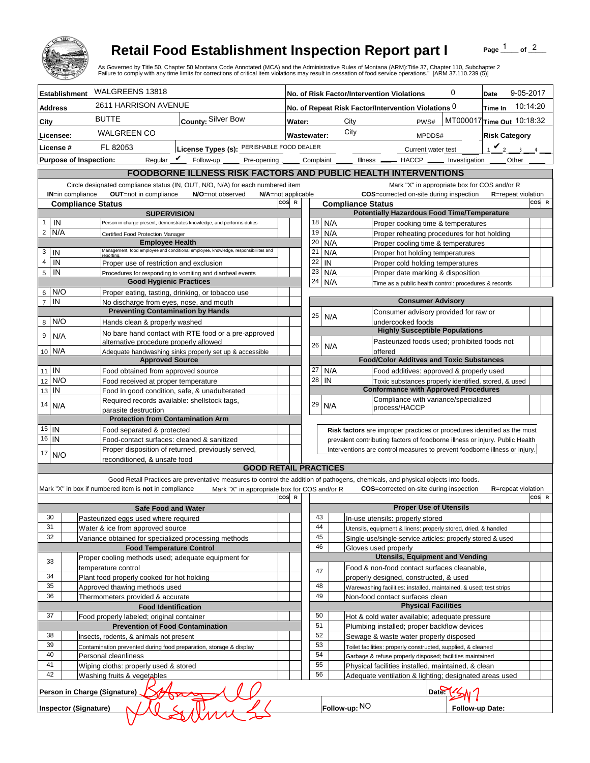# Retail Food Establishment Inspection Report part I

As Governed by Title 50, Chapter 50 Montana Code Annotated (MCA) and the Administrative Rules of Montana (ARM):Title 37, Chapter 110, Subchapter 2
Failure to comply with any time limits for corrections of critical item violations may result in cessation of food service operations." [ARM 37.110.239 (5)]

| | | | |
|---|---|---|---|
| **Establishment** WALGREENS 13818 | | **No. of Risk Factor/Intervention Violations** 0 | **Date** 9-05-2017 |
| **Address** 2611 HARRISON AVENUE | | **No. of Repeat Risk Factor/Intervention Violations** 0 | **Time In** 10:14:20 |
| **City** BUTTE | **County:** Silver Bow | **Water:** City PWS# MT000017 | **Time Out** 10:18:32 |
| **Licensee:** WALGREEN CO | | **Wastewater:** City MPDDS# | **Risk Category** |
| **License #** FL 82053 | **License Types (s):** PERISHABLE FOOD DEALER | Current water test | 1 ✔ 2 ___ 3 ___ 4 ___ |
| **Purpose of Inspection:** | Regular ✔ Follow-up ____ Pre-opening ____ | Complaint ____ Illness ____ HACCP ____ Investigation ____ | Other ____ |

## FOODBORNE ILLNESS RISK FACTORS AND PUBLIC HEALTH INTERVENTIONS

Circle designated compliance status (IN, OUT, N/O, N/A) for each numbered item
**IN**=in compliance **OUT**=not in compliance **N/O**=not observed **N/A**=not applicable

Mark "X" in appropriate box for COS and/or R
**COS**=corrected on-site during inspection **R**=repeat violation

| # | Compliance Status | Item | COS | R |
|---|---|---|---|---|
| | | **SUPERVISION** | | |
| 1 | IN | Person in charge present, demonstrates knowledge, and performs duties | | |
| 2 | N/A | Certified Food Protection Manager | | |
| | | **Employee Health** | | |
| 3 | IN | Management, food employee and conditional employee, knowledge, responsibilities and reporting. | | |
| 4 | IN | Proper use of restriction and exclusion | | |
| 5 | IN | Procedures for responding to vomiting and diarrheal events | | |
| | | **Good Hygienic Practices** | | |
| 6 | N/O | Proper eating, tasting, drinking, or tobacco use | | |
| 7 | IN | No discharge from eyes, nose, and mouth | | |
| | | **Preventing Contamination by Hands** | | |
| 8 | N/O | Hands clean & properly washed | | |
| 9 | N/A | No bare hand contact with RTE food or a pre-approved alternative procedure properly allowed | | |
| 10 | N/A | Adequate handwashing sinks properly set up & accessible | | |
| | | **Approved Source** | | |
| 11 | IN | Food obtained from approved source | | |
| 12 | N/O | Food received at proper temperature | | |
| 13 | IN | Food in good condition, safe, & unadulterated | | |
| 14 | N/A | Required records available: shellstock tags, parasite destruction | | |
| | | **Protection from Contamination Arm** | | |
| 15 | IN | Food separated & protected | | |
| 16 | IN | Food-contact surfaces: cleaned & sanitized | | |
| 17 | N/O | Proper disposition of returned, previously served, reconditioned, & unsafe food | | |
| | | **Potentially Hazardous Food Time/Temperature** | | |
| 18 | N/A | Proper cooking time & temperatures | | |
| 19 | N/A | Proper reheating procedures for hot holding | | |
| 20 | N/A | Proper cooling time & temperatures | | |
| 21 | N/A | Proper hot holding temperatures | | |
| 22 | IN | Proper cold holding temperatures | | |
| 23 | N/A | Proper date marking & disposition | | |
| 24 | N/A | Time as a public health control: procedures & records | | |
| | | **Consumer Advisory** | | |
| 25 | N/A | Consumer advisory provided for raw or undercooked foods | | |
| | | **Highly Susceptible Populations** | | |
| 26 | N/A | Pasteurized foods used; prohibited foods not offered | | |
| | | **Food/Color Additves and Toxic Substances** | | |
| 27 | N/A | Food additives: approved & properly used | | |
| 28 | IN | Toxic substances properly identified, stored, & used | | |
| | | **Conformance with Approved Procedures** | | |
| 29 | N/A | Compliance with variance/specialized process/HACCP | | |

**Risk factors** are improper practices or procedures identified as the most prevalent contributing factors of foodborne illness or injury. Public Health Interventions are control measures to prevent foodborne illness or injury.

## GOOD RETAIL PRACTICES

Good Retail Practices are preventative measures to control the addition of pathogens, chemicals, and physical objects into foods.
Mark "X" in box if numbered item is **not** in compliance Mark "X" in appropriate box for COS and/or R **COS**=corrected on-site during inspection **R**=repeat violation

| # | X | Item | COS | R |
|---|---|---|---|---|
| | | **Safe Food and Water** | | |
| 30 | | Pasteurized eggs used where required | | |
| 31 | | Water & ice from approved source | | |
| 32 | | Variance obtained for specialized processing methods | | |
| | | **Food Temperature Control** | | |
| 33 | | Proper cooling methods used; adequate equipment for temperature control | | |
| 34 | | Plant food properly cooked for hot holding | | |
| 35 | | Approved thawing methods used | | |
| 36 | | Thermometers provided & accurate | | |
| | | **Food Identification** | | |
| 37 | | Food properly labeled; original container | | |
| | | **Prevention of Food Contamination** | | |
| 38 | | Insects, rodents, & animals not present | | |
| 39 | | Contamination prevented during food preparation, storage & display | | |
| 40 | | Personal cleanliness | | |
| 41 | | Wiping cloths: properly used & stored | | |
| 42 | | Washing fruits & vegetables | | |
| | | **Proper Use of Utensils** | | |
| 43 | | In-use utensils: properly stored | | |
| 44 | | Utensils, equipment & linens: properly stored, dried, & handled | | |
| 45 | | Single-use/single-service articles: properly stored & used | | |
| 46 | | Gloves used properly | | |
| | | **Utensils, Equipment and Vending** | | |
| 47 | | Food & non-food contact surfaces cleanable, properly designed, constructed, & used | | |
| 48 | | Warewashing facilities: installed, maintained, & used; test strips | | |
| 49 | | Non-food contact surfaces clean | | |
| | | **Physical Facilities** | | |
| 50 | | Hot & cold water available; adequate pressure | | |
| 51 | | Plumbing installed; proper backflow devices | | |
| 52 | | Sewage & waste water properly disposed | | |
| 53 | | Toilet facilities: properly constructed, supplied, & cleaned | | |
| 54 | | Garbage & refuse properly disposed; facilities maintained | | |
| 55 | | Physical facilities installed, maintained, & clean | | |
| 56 | | Adequate ventilation & lighting; designated areas used | | |

**Person in Charge (Signature)** [signature] **Date:** 9/5/17

**Inspector (Signature)** [signature] **Follow-up:** NO **Follow-up Date:**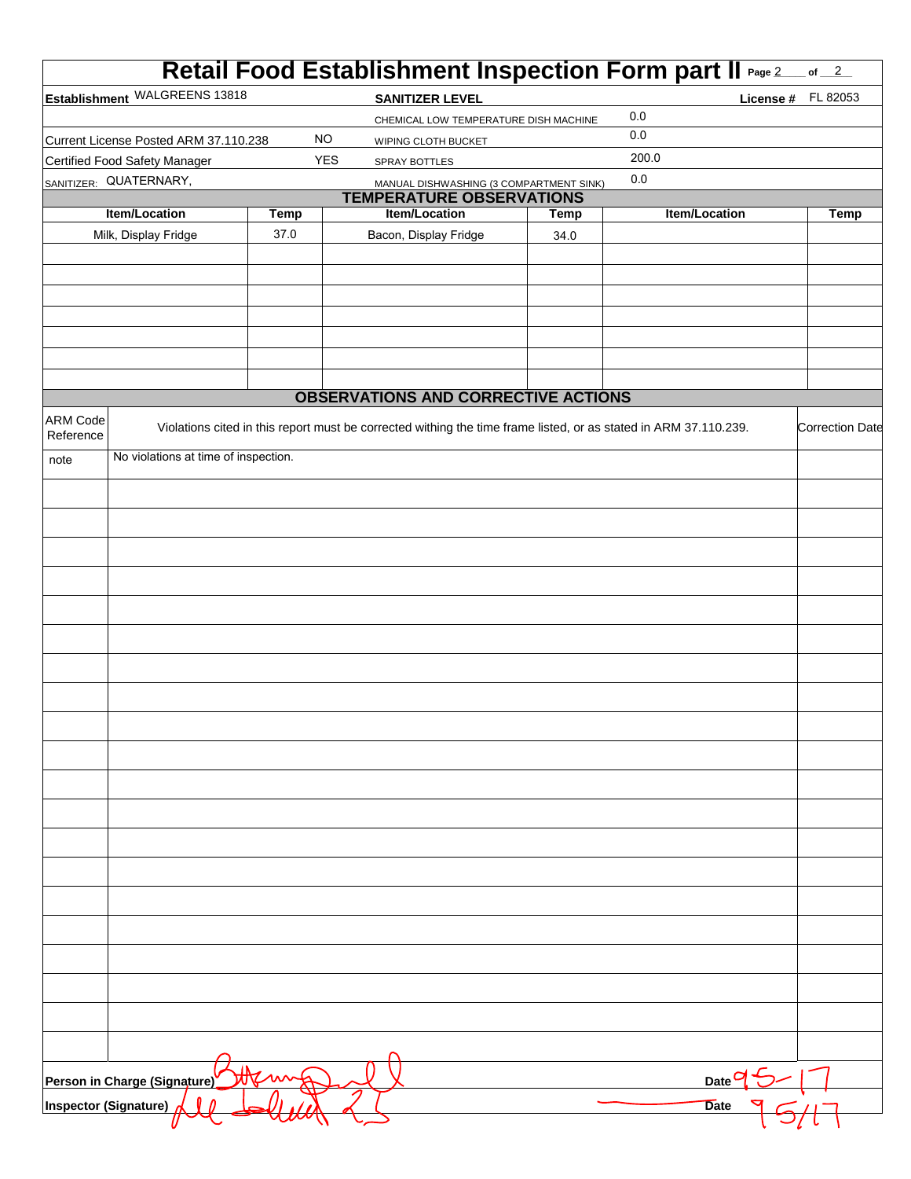# Retail Food Establishment Inspection Form part II

| | | | |
|---|---|---|---|
| Establishment WALGREENS 13818 | | SANITIZER LEVEL | License # FL 82053 |
| | | CHEMICAL LOW TEMPERATURE DISH MACHINE | 0.0 |
| Current License Posted ARM 37.110.238 | NO | WIPING CLOTH BUCKET | 0.0 |
| Certified Food Safety Manager | YES | SPRAY BOTTLES | 200.0 |
| SANITIZER: QUATERNARY, | | MANUAL DISHWASHING (3 COMPARTMENT SINK) | 0.0 |

## TEMPERATURE OBSERVATIONS

| Item/Location | Temp | Item/Location | Temp | Item/Location | Temp |
|---|---|---|---|---|---|
| Milk, Display Fridge | 37.0 | Bacon, Display Fridge | 34.0 | | |

## OBSERVATIONS AND CORRECTIVE ACTIONS

| ARM Code Reference | Violations cited in this report must be corrected withing the time frame listed, or as stated in ARM 37.110.239. | Correction Date |
|---|---|---|
| note | No violations at time of inspection. | |

Person in Charge (Signature) [signature] Date 9-5-17

Inspector (Signature) [signature] Date 9/5/17